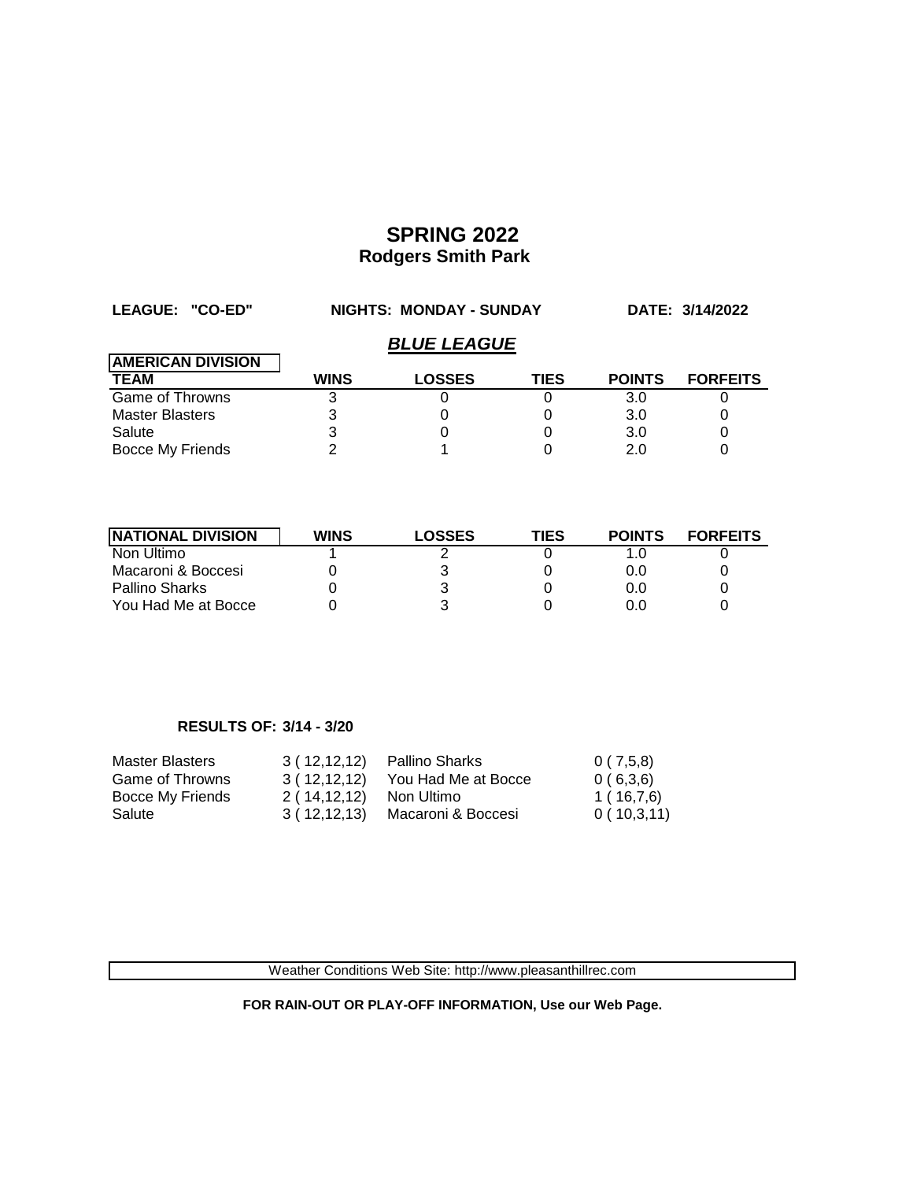# SPRING 2022

## Rodgers Smith Park

**LEAGUE: "CO-ED"** **NIGHTS: MONDAY - SUNDAY** **DATE: 3/14/2022**

### *BLUE LEAGUE*

| AMERICAN DIVISION TEAM | WINS | LOSSES | TIES | POINTS | FORFEITS |
|---|---|---|---|---|---|
| Game of Throwns | 3 | 0 | 0 | 3.0 | 0 |
| Master Blasters | 3 | 0 | 0 | 3.0 | 0 |
| Salute | 3 | 0 | 0 | 3.0 | 0 |
| Bocce My Friends | 2 | 1 | 0 | 2.0 | 0 |

| NATIONAL DIVISION | WINS | LOSSES | TIES | POINTS | FORFEITS |
|---|---|---|---|---|---|
| Non Ultimo | 1 | 2 | 0 | 1.0 | 0 |
| Macaroni & Boccesi | 0 | 3 | 0 | 0.0 | 0 |
| Pallino Sharks | 0 | 3 | 0 | 0.0 | 0 |
| You Had Me at Bocce | 0 | 3 | 0 | 0.0 | 0 |

**RESULTS OF: 3/14 - 3/20**

| | | | |
|---|---|---|---|
| Master Blasters | 3 ( 12,12,12) | Pallino Sharks | 0 ( 7,5,8) |
| Game of Throwns | 3 ( 12,12,12) | You Had Me at Bocce | 0 ( 6,3,6) |
| Bocce My Friends | 2 ( 14,12,12) | Non Ultimo | 1 ( 16,7,6) |
| Salute | 3 ( 12,12,13) | Macaroni & Boccesi | 0 ( 10,3,11) |

Weather Conditions Web Site: http://www.pleasanthillrec.com

**FOR RAIN-OUT OR PLAY-OFF INFORMATION, Use our Web Page.**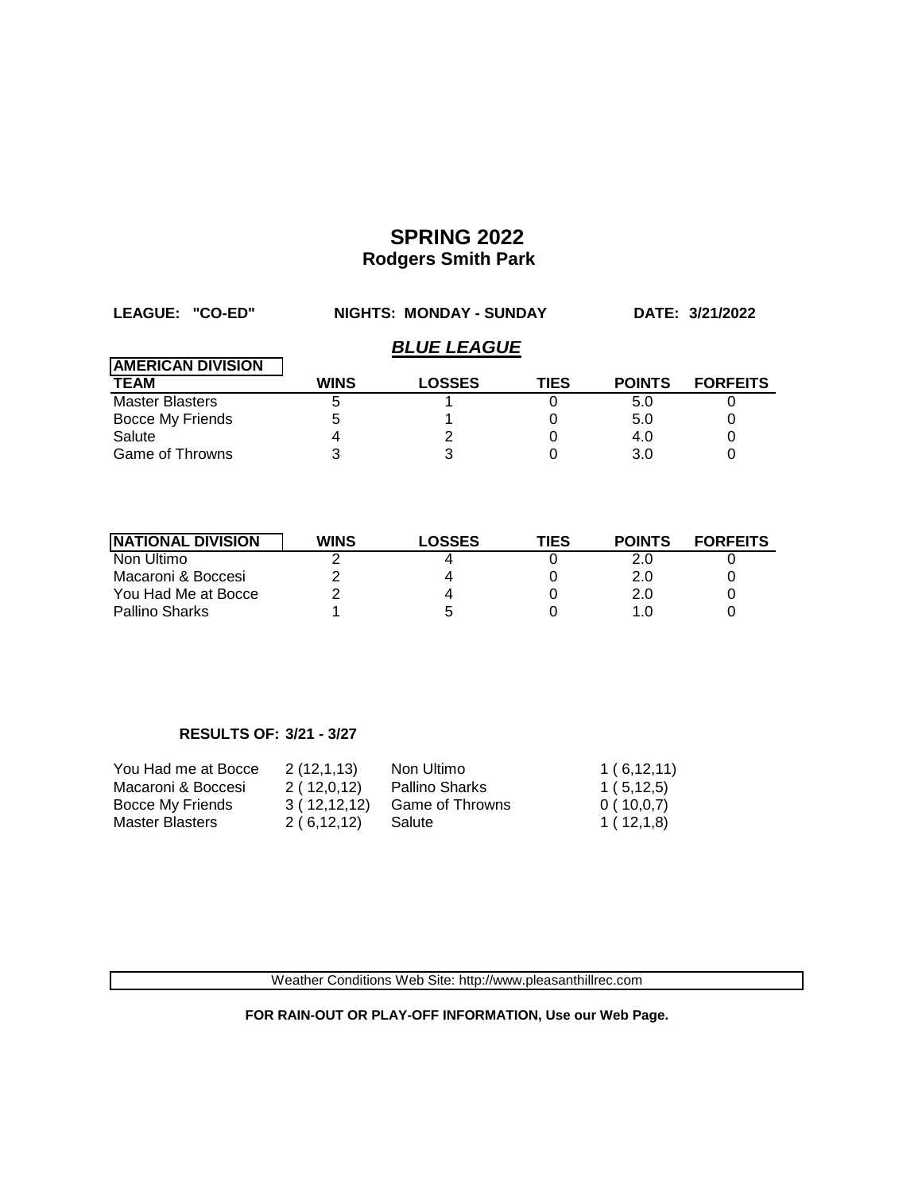# SPRING 2022
## Rodgers Smith Park

**LEAGUE: "CO-ED"** **NIGHTS: MONDAY - SUNDAY** **DATE: 3/21/2022**

### *BLUE LEAGUE*

| AMERICAN DIVISION TEAM | WINS | LOSSES | TIES | POINTS | FORFEITS |
|---|---|---|---|---|---|
| Master Blasters | 5 | 1 | 0 | 5.0 | 0 |
| Bocce My Friends | 5 | 1 | 0 | 5.0 | 0 |
| Salute | 4 | 2 | 0 | 4.0 | 0 |
| Game of Throwns | 3 | 3 | 0 | 3.0 | 0 |

| NATIONAL DIVISION | WINS | LOSSES | TIES | POINTS | FORFEITS |
|---|---|---|---|---|---|
| Non Ultimo | 2 | 4 | 0 | 2.0 | 0 |
| Macaroni & Boccesi | 2 | 4 | 0 | 2.0 | 0 |
| You Had Me at Bocce | 2 | 4 | 0 | 2.0 | 0 |
| Pallino Sharks | 1 | 5 | 0 | 1.0 | 0 |

**RESULTS OF: 3/21 - 3/27**

| | | | |
|---|---|---|---|
| You Had me at Bocce | 2 (12,1,13) | Non Ultimo | 1 ( 6,12,11) |
| Macaroni & Boccesi | 2 ( 12,0,12) | Pallino Sharks | 1 ( 5,12,5) |
| Bocce My Friends | 3 ( 12,12,12) | Game of Throwns | 0 ( 10,0,7) |
| Master Blasters | 2 ( 6,12,12) | Salute | 1 ( 12,1,8) |

Weather Conditions Web Site: http://www.pleasanthillrec.com

**FOR RAIN-OUT OR PLAY-OFF INFORMATION, Use our Web Page.**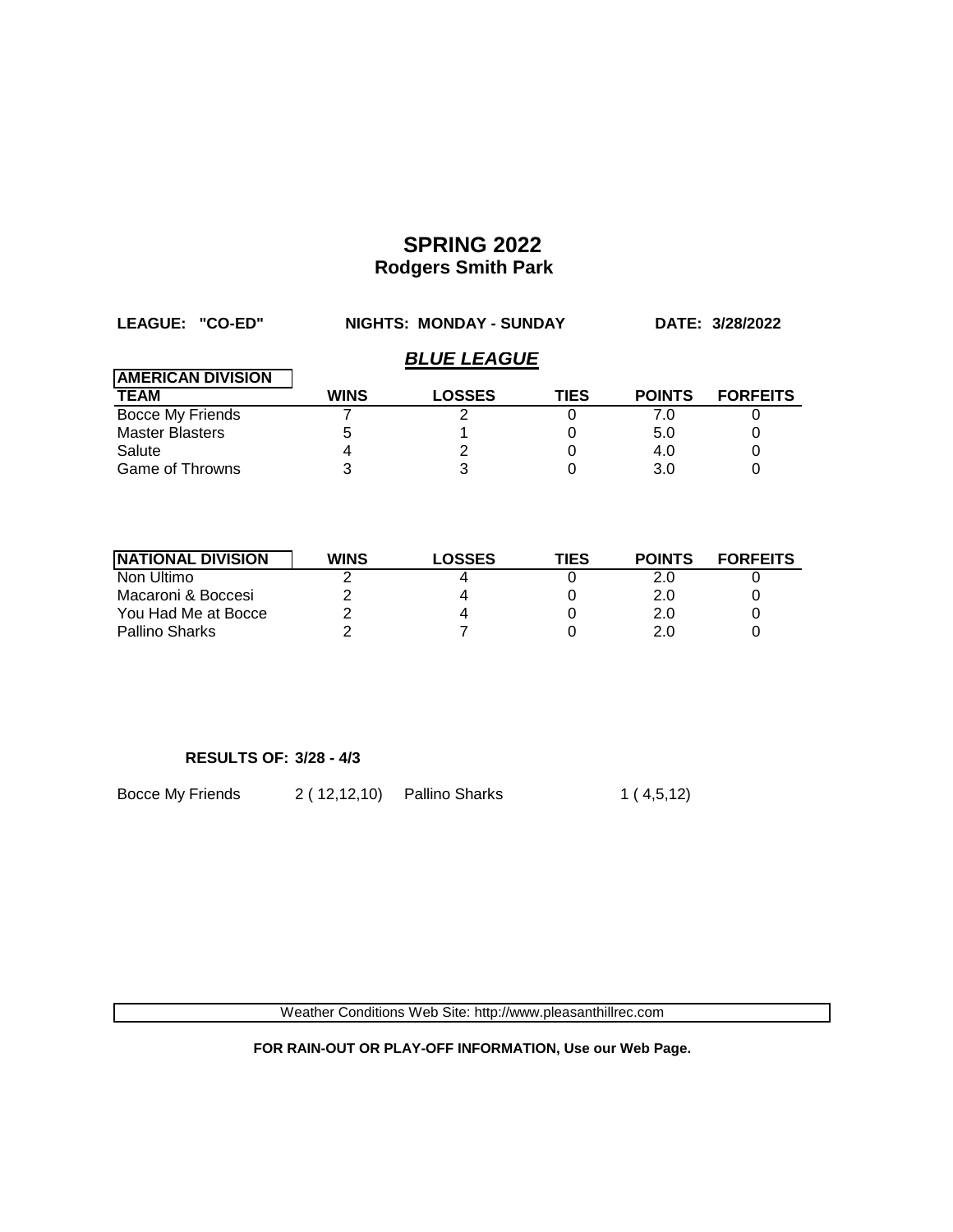# SPRING 2022
## Rodgers Smith Park

**LEAGUE: "CO-ED"** | **NIGHTS: MONDAY - SUNDAY** | **DATE: 3/28/2022**

### *BLUE LEAGUE*

| AMERICAN DIVISION TEAM | WINS | LOSSES | TIES | POINTS | FORFEITS |
|---|---|---|---|---|---|
| Bocce My Friends | 7 | 2 | 0 | 7.0 | 0 |
| Master Blasters | 5 | 1 | 0 | 5.0 | 0 |
| Salute | 4 | 2 | 0 | 4.0 | 0 |
| Game of Throwns | 3 | 3 | 0 | 3.0 | 0 |

| NATIONAL DIVISION | WINS | LOSSES | TIES | POINTS | FORFEITS |
|---|---|---|---|---|---|
| Non Ultimo | 2 | 4 | 0 | 2.0 | 0 |
| Macaroni & Boccesi | 2 | 4 | 0 | 2.0 | 0 |
| You Had Me at Bocce | 2 | 4 | 0 | 2.0 | 0 |
| Pallino Sharks | 2 | 7 | 0 | 2.0 | 0 |

**RESULTS OF: 3/28 - 4/3**

| | | | |
|---|---|---|---|
| Bocce My Friends | 2 ( 12,12,10) | Pallino Sharks | 1 ( 4,5,12) |

Weather Conditions Web Site: http://www.pleasanthillrec.com

**FOR RAIN-OUT OR PLAY-OFF INFORMATION, Use our Web Page.**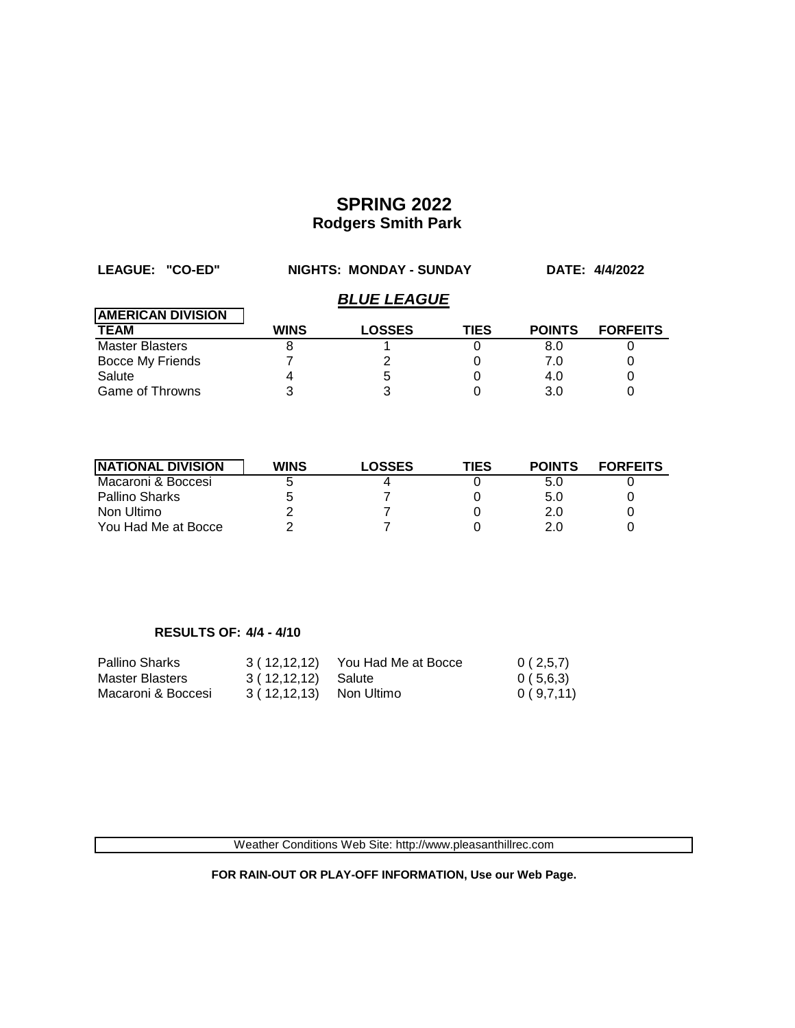# SPRING 2022
## Rodgers Smith Park

**LEAGUE: "CO-ED"** **NIGHTS: MONDAY - SUNDAY** **DATE: 4/4/2022**

### *BLUE LEAGUE*

| AMERICAN DIVISION TEAM | WINS | LOSSES | TIES | POINTS | FORFEITS |
|---|---|---|---|---|---|
| Master Blasters | 8 | 1 | 0 | 8.0 | 0 |
| Bocce My Friends | 7 | 2 | 0 | 7.0 | 0 |
| Salute | 4 | 5 | 0 | 4.0 | 0 |
| Game of Throwns | 3 | 3 | 0 | 3.0 | 0 |

| NATIONAL DIVISION | WINS | LOSSES | TIES | POINTS | FORFEITS |
|---|---|---|---|---|---|
| Macaroni & Boccesi | 5 | 4 | 0 | 5.0 | 0 |
| Pallino Sharks | 5 | 7 | 0 | 5.0 | 0 |
| Non Ultimo | 2 | 7 | 0 | 2.0 | 0 |
| You Had Me at Bocce | 2 | 7 | 0 | 2.0 | 0 |

**RESULTS OF: 4/4 - 4/10**

| | | | |
|---|---|---|---|
| Pallino Sharks | 3 ( 12,12,12) | You Had Me at Bocce | 0 ( 2,5,7) |
| Master Blasters | 3 ( 12,12,12) | Salute | 0 ( 5,6,3) |
| Macaroni & Boccesi | 3 ( 12,12,13) | Non Ultimo | 0 ( 9,7,11) |

Weather Conditions Web Site: http://www.pleasanthillrec.com

**FOR RAIN-OUT OR PLAY-OFF INFORMATION, Use our Web Page.**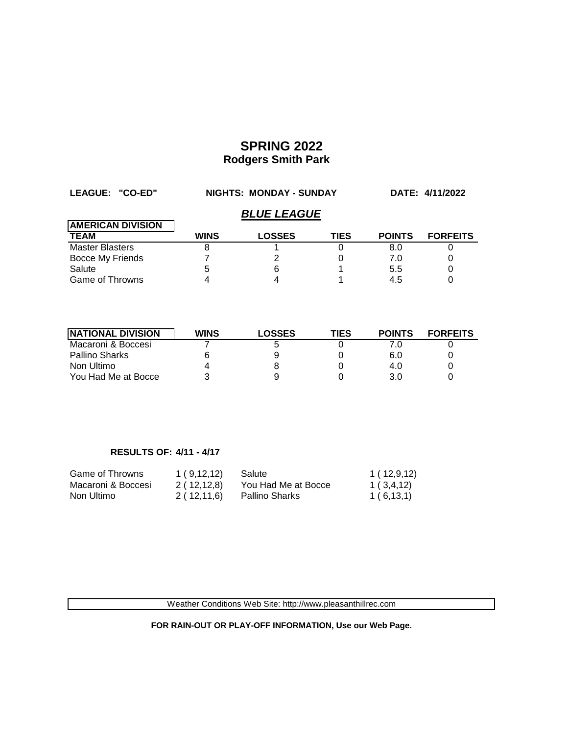# SPRING 2022
## Rodgers Smith Park

**LEAGUE: "CO-ED"** **NIGHTS: MONDAY - SUNDAY** **DATE: 4/11/2022**

### *BLUE LEAGUE*

| AMERICAN DIVISION TEAM | WINS | LOSSES | TIES | POINTS | FORFEITS |
|---|---|---|---|---|---|
| Master Blasters | 8 | 1 | 0 | 8.0 | 0 |
| Bocce My Friends | 7 | 2 | 0 | 7.0 | 0 |
| Salute | 5 | 6 | 1 | 5.5 | 0 |
| Game of Throwns | 4 | 4 | 1 | 4.5 | 0 |

| NATIONAL DIVISION | WINS | LOSSES | TIES | POINTS | FORFEITS |
|---|---|---|---|---|---|
| Macaroni & Boccesi | 7 | 5 | 0 | 7.0 | 0 |
| Pallino Sharks | 6 | 9 | 0 | 6.0 | 0 |
| Non Ultimo | 4 | 8 | 0 | 4.0 | 0 |
| You Had Me at Bocce | 3 | 9 | 0 | 3.0 | 0 |

**RESULTS OF: 4/11 - 4/17**

| | | | |
|---|---|---|---|
| Game of Throwns | 1 ( 9,12,12) | Salute | 1 ( 12,9,12) |
| Macaroni & Boccesi | 2 ( 12,12,8) | You Had Me at Bocce | 1 ( 3,4,12) |
| Non Ultimo | 2 ( 12,11,6) | Pallino Sharks | 1 ( 6,13,1) |

Weather Conditions Web Site: http://www.pleasanthillrec.com

**FOR RAIN-OUT OR PLAY-OFF INFORMATION, Use our Web Page.**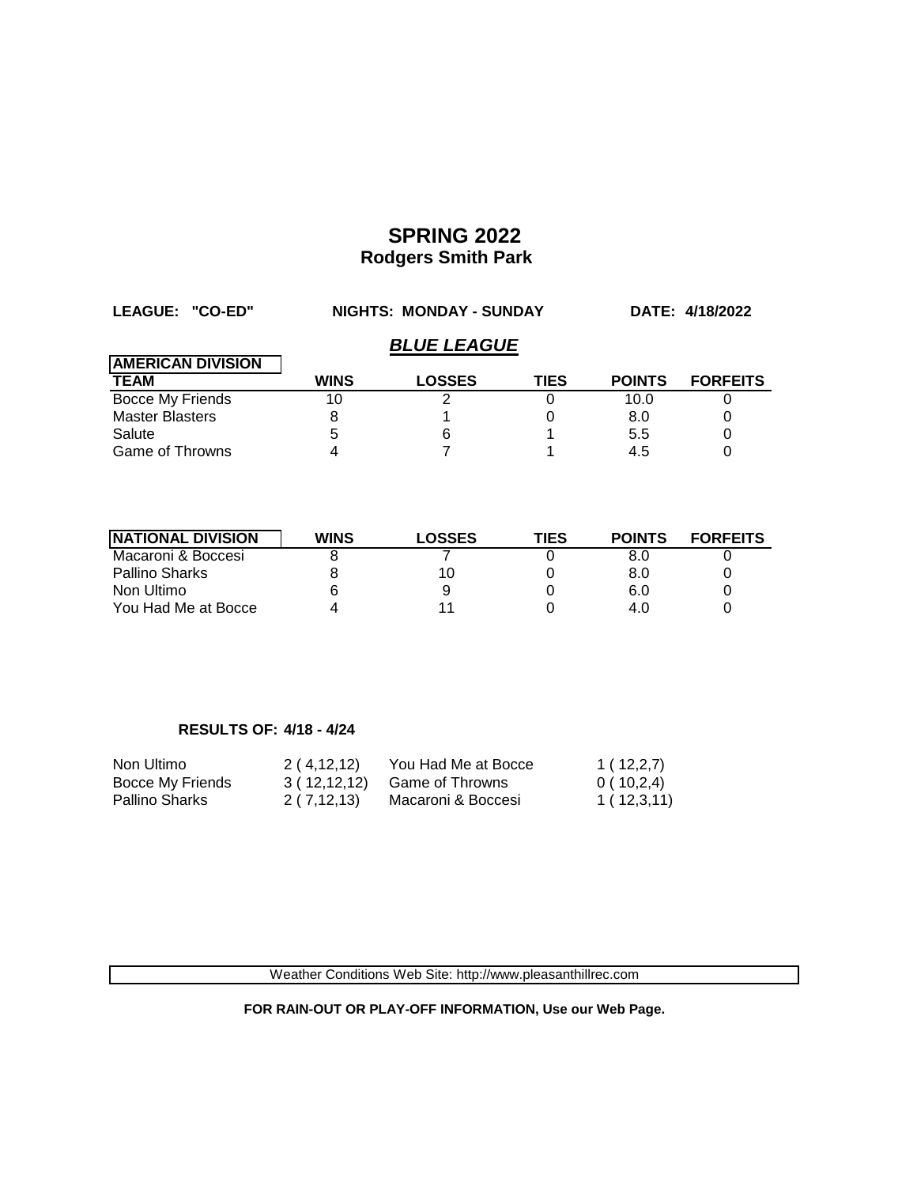# SPRING 2022
## Rodgers Smith Park

**LEAGUE: "CO-ED"** **NIGHTS: MONDAY - SUNDAY** **DATE: 4/18/2022**

### ***BLUE LEAGUE***

| AMERICAN DIVISION TEAM | WINS | LOSSES | TIES | POINTS | FORFEITS |
|---|---|---|---|---|---|
| Bocce My Friends | 10 | 2 | 0 | 10.0 | 0 |
| Master Blasters | 8 | 1 | 0 | 8.0 | 0 |
| Salute | 5 | 6 | 1 | 5.5 | 0 |
| Game of Throwns | 4 | 7 | 1 | 4.5 | 0 |

| NATIONAL DIVISION | WINS | LOSSES | TIES | POINTS | FORFEITS |
|---|---|---|---|---|---|
| Macaroni & Boccesi | 8 | 7 | 0 | 8.0 | 0 |
| Pallino Sharks | 8 | 10 | 0 | 8.0 | 0 |
| Non Ultimo | 6 | 9 | 0 | 6.0 | 0 |
| You Had Me at Bocce | 4 | 11 | 0 | 4.0 | 0 |

**RESULTS OF: 4/18 - 4/24**

| | | | |
|---|---|---|---|
| Non Ultimo | 2 ( 4,12,12) | You Had Me at Bocce | 1 ( 12,2,7) |
| Bocce My Friends | 3 ( 12,12,12) | Game of Throwns | 0 ( 10,2,4) |
| Pallino Sharks | 2 ( 7,12,13) | Macaroni & Boccesi | 1 ( 12,3,11) |

Weather Conditions Web Site: http://www.pleasanthillrec.com

**FOR RAIN-OUT OR PLAY-OFF INFORMATION, Use our Web Page.**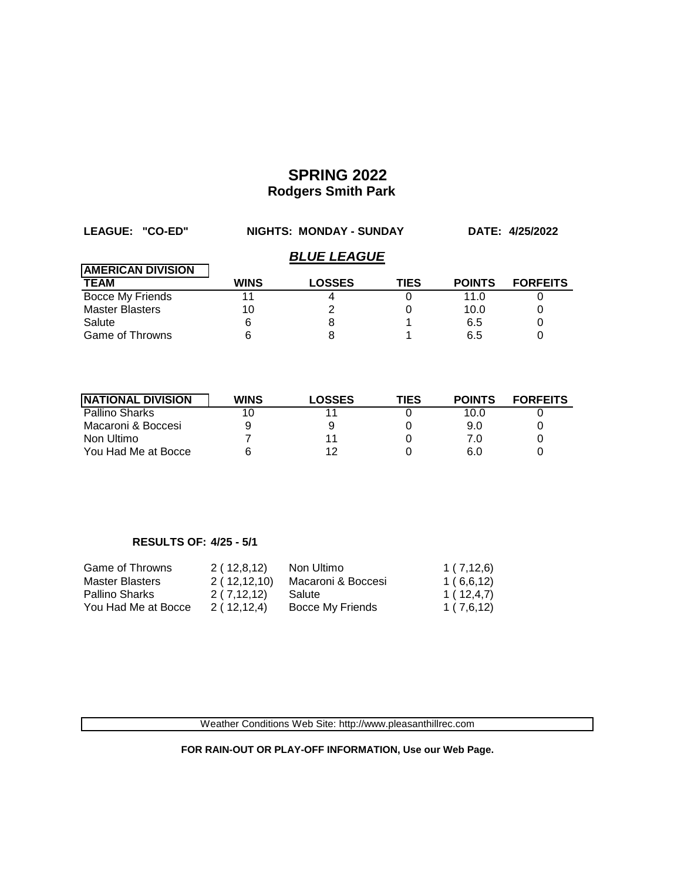# SPRING 2022
## Rodgers Smith Park

**LEAGUE: "CO-ED"** **NIGHTS: MONDAY - SUNDAY** **DATE: 4/25/2022**

### *BLUE LEAGUE*

| AMERICAN DIVISION<br>TEAM | WINS | LOSSES | TIES | POINTS | FORFEITS |
|---|---|---|---|---|---|
| Bocce My Friends | 11 | 4 | 0 | 11.0 | 0 |
| Master Blasters | 10 | 2 | 0 | 10.0 | 0 |
| Salute | 6 | 8 | 1 | 6.5 | 0 |
| Game of Throwns | 6 | 8 | 1 | 6.5 | 0 |

| NATIONAL DIVISION | WINS | LOSSES | TIES | POINTS | FORFEITS |
|---|---|---|---|---|---|
| Pallino Sharks | 10 | 11 | 0 | 10.0 | 0 |
| Macaroni & Boccesi | 9 | 9 | 0 | 9.0 | 0 |
| Non Ultimo | 7 | 11 | 0 | 7.0 | 0 |
| You Had Me at Bocce | 6 | 12 | 0 | 6.0 | 0 |

**RESULTS OF: 4/25 - 5/1**

| | | | |
|---|---|---|---|
| Game of Throwns | 2 ( 12,8,12) | Non Ultimo | 1 ( 7,12,6) |
| Master Blasters | 2 ( 12,12,10) | Macaroni & Boccesi | 1 ( 6,6,12) |
| Pallino Sharks | 2 ( 7,12,12) | Salute | 1 ( 12,4,7) |
| You Had Me at Bocce | 2 ( 12,12,4) | Bocce My Friends | 1 ( 7,6,12) |

Weather Conditions Web Site: http://www.pleasanthillrec.com

**FOR RAIN-OUT OR PLAY-OFF INFORMATION, Use our Web Page.**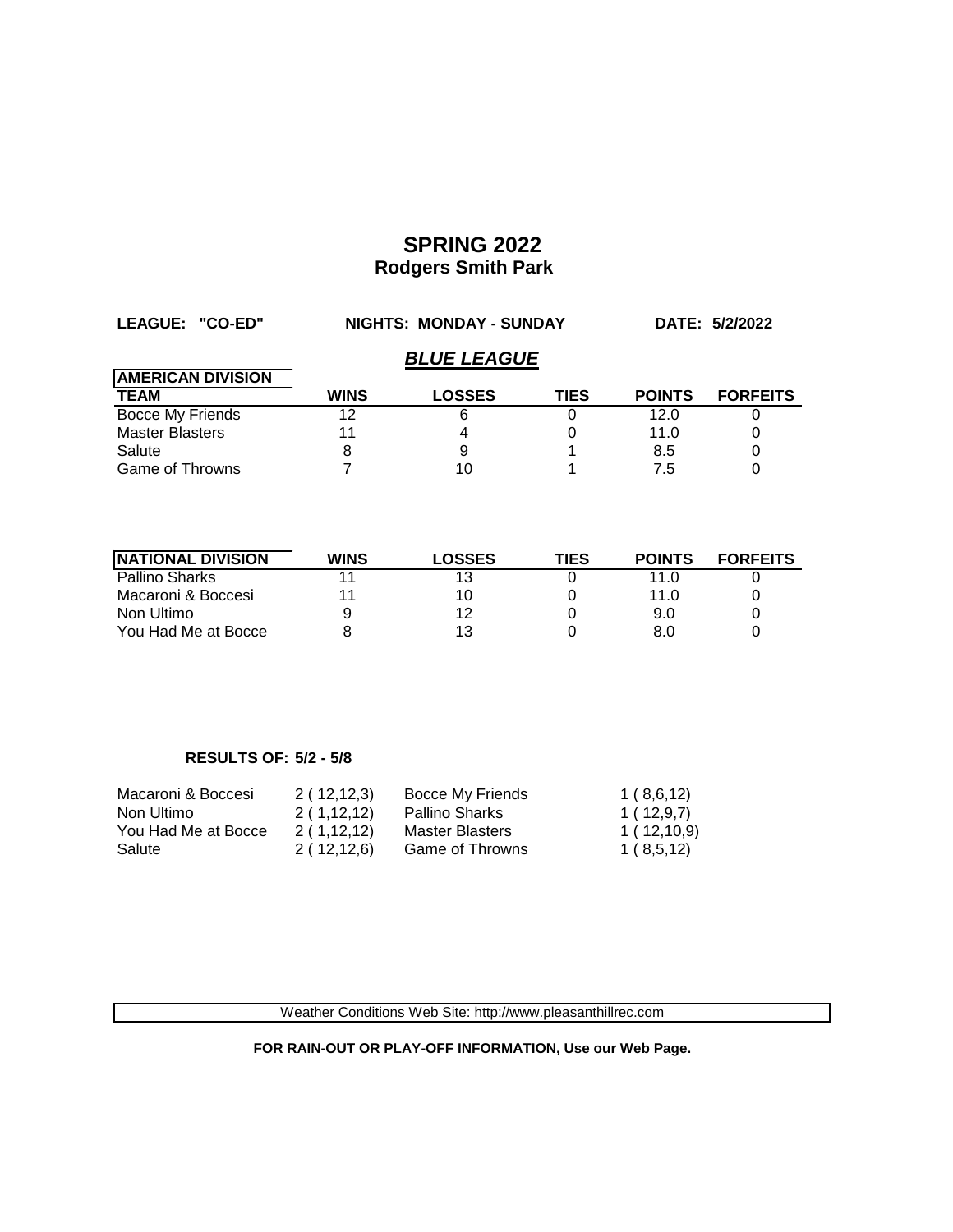# SPRING 2022
## Rodgers Smith Park

**LEAGUE: "CO-ED"** **NIGHTS: MONDAY - SUNDAY** **DATE: 5/2/2022**

### *BLUE LEAGUE*

| AMERICAN DIVISION<br>TEAM | WINS | LOSSES | TIES | POINTS | FORFEITS |
|---|---|---|---|---|---|
| Bocce My Friends | 12 | 6 | 0 | 12.0 | 0 |
| Master Blasters | 11 | 4 | 0 | 11.0 | 0 |
| Salute | 8 | 9 | 1 | 8.5 | 0 |
| Game of Throwns | 7 | 10 | 1 | 7.5 | 0 |

| NATIONAL DIVISION | WINS | LOSSES | TIES | POINTS | FORFEITS |
|---|---|---|---|---|---|
| Pallino Sharks | 11 | 13 | 0 | 11.0 | 0 |
| Macaroni & Boccesi | 11 | 10 | 0 | 11.0 | 0 |
| Non Ultimo | 9 | 12 | 0 | 9.0 | 0 |
| You Had Me at Bocce | 8 | 13 | 0 | 8.0 | 0 |

**RESULTS OF: 5/2 - 5/8**

| | | | |
|---|---|---|---|
| Macaroni & Boccesi | 2 ( 12,12,3) | Bocce My Friends | 1 ( 8,6,12) |
| Non Ultimo | 2 ( 1,12,12) | Pallino Sharks | 1 ( 12,9,7) |
| You Had Me at Bocce | 2 ( 1,12,12) | Master Blasters | 1 ( 12,10,9) |
| Salute | 2 ( 12,12,6) | Game of Throwns | 1 ( 8,5,12) |

Weather Conditions Web Site: http://www.pleasanthillrec.com

**FOR RAIN-OUT OR PLAY-OFF INFORMATION, Use our Web Page.**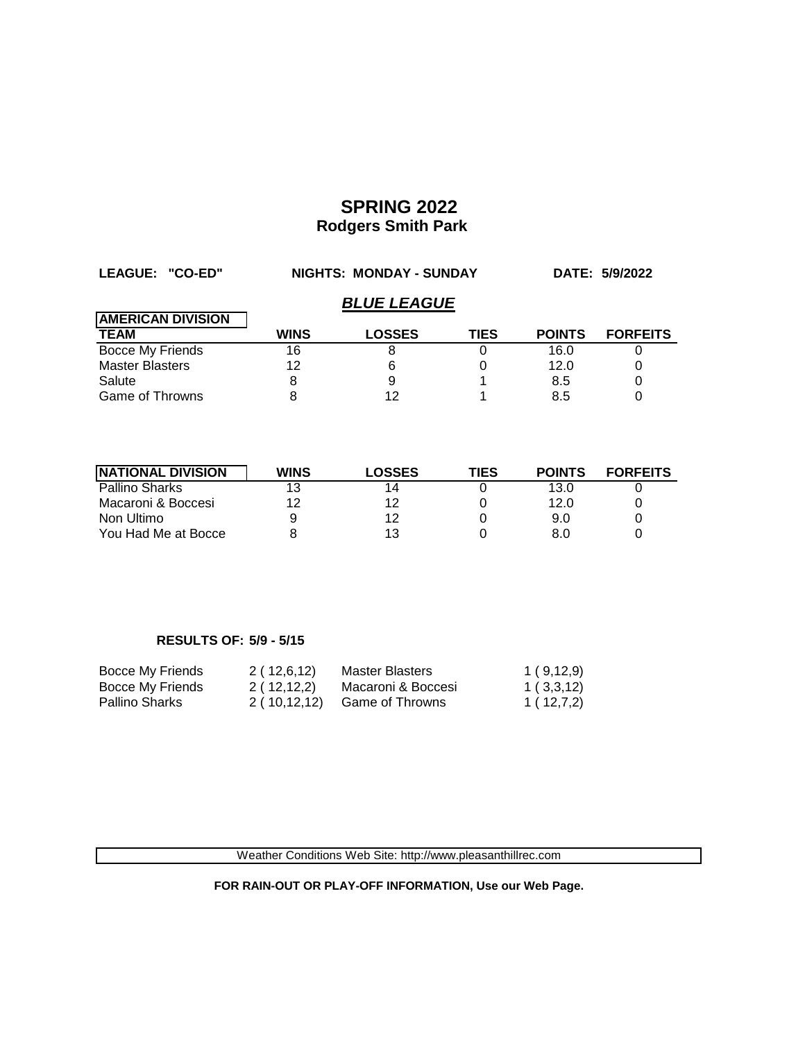# SPRING 2022
## Rodgers Smith Park

**LEAGUE: "CO-ED"** **NIGHTS: MONDAY - SUNDAY** **DATE: 5/9/2022**

### *BLUE LEAGUE*

| AMERICAN DIVISION TEAM | WINS | LOSSES | TIES | POINTS | FORFEITS |
|---|---|---|---|---|---|
| Bocce My Friends | 16 | 8 | 0 | 16.0 | 0 |
| Master Blasters | 12 | 6 | 0 | 12.0 | 0 |
| Salute | 8 | 9 | 1 | 8.5 | 0 |
| Game of Throwns | 8 | 12 | 1 | 8.5 | 0 |

| NATIONAL DIVISION | WINS | LOSSES | TIES | POINTS | FORFEITS |
|---|---|---|---|---|---|
| Pallino Sharks | 13 | 14 | 0 | 13.0 | 0 |
| Macaroni & Boccesi | 12 | 12 | 0 | 12.0 | 0 |
| Non Ultimo | 9 | 12 | 0 | 9.0 | 0 |
| You Had Me at Bocce | 8 | 13 | 0 | 8.0 | 0 |

**RESULTS OF: 5/9 - 5/15**

| | | | |
|---|---|---|---|
| Bocce My Friends | 2 ( 12,6,12) | Master Blasters | 1 ( 9,12,9) |
| Bocce My Friends | 2 ( 12,12,2) | Macaroni & Boccesi | 1 ( 3,3,12) |
| Pallino Sharks | 2 ( 10,12,12) | Game of Throwns | 1 ( 12,7,2) |

Weather Conditions Web Site: http://www.pleasanthillrec.com

**FOR RAIN-OUT OR PLAY-OFF INFORMATION, Use our Web Page.**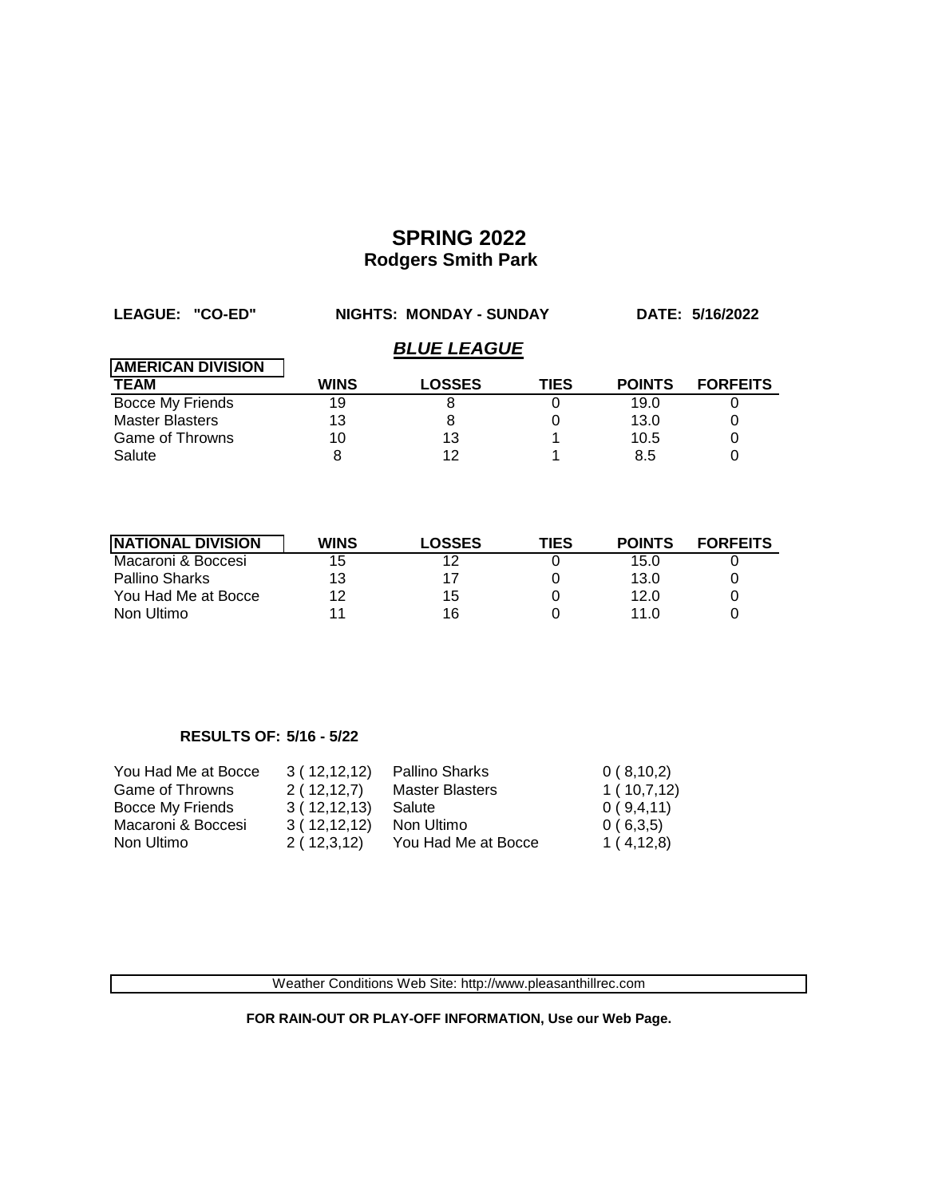# SPRING 2022

## Rodgers Smith Park

**LEAGUE: "CO-ED"** **NIGHTS: MONDAY - SUNDAY** **DATE: 5/16/2022**

### *BLUE LEAGUE*

| AMERICAN DIVISION TEAM | WINS | LOSSES | TIES | POINTS | FORFEITS |
|---|---|---|---|---|---|
| Bocce My Friends | 19 | 8 | 0 | 19.0 | 0 |
| Master Blasters | 13 | 8 | 0 | 13.0 | 0 |
| Game of Throwns | 10 | 13 | 1 | 10.5 | 0 |
| Salute | 8 | 12 | 1 | 8.5 | 0 |

| NATIONAL DIVISION | WINS | LOSSES | TIES | POINTS | FORFEITS |
|---|---|---|---|---|---|
| Macaroni & Boccesi | 15 | 12 | 0 | 15.0 | 0 |
| Pallino Sharks | 13 | 17 | 0 | 13.0 | 0 |
| You Had Me at Bocce | 12 | 15 | 0 | 12.0 | 0 |
| Non Ultimo | 11 | 16 | 0 | 11.0 | 0 |

**RESULTS OF: 5/16 - 5/22**

| | | | |
|---|---|---|---|
| You Had Me at Bocce | 3 ( 12,12,12) | Pallino Sharks | 0 ( 8,10,2) |
| Game of Throwns | 2 ( 12,12,7) | Master Blasters | 1 ( 10,7,12) |
| Bocce My Friends | 3 ( 12,12,13) | Salute | 0 ( 9,4,11) |
| Macaroni & Boccesi | 3 ( 12,12,12) | Non Ultimo | 0 ( 6,3,5) |
| Non Ultimo | 2 ( 12,3,12) | You Had Me at Bocce | 1 ( 4,12,8) |

Weather Conditions Web Site: http://www.pleasanthillrec.com

**FOR RAIN-OUT OR PLAY-OFF INFORMATION, Use our Web Page.**